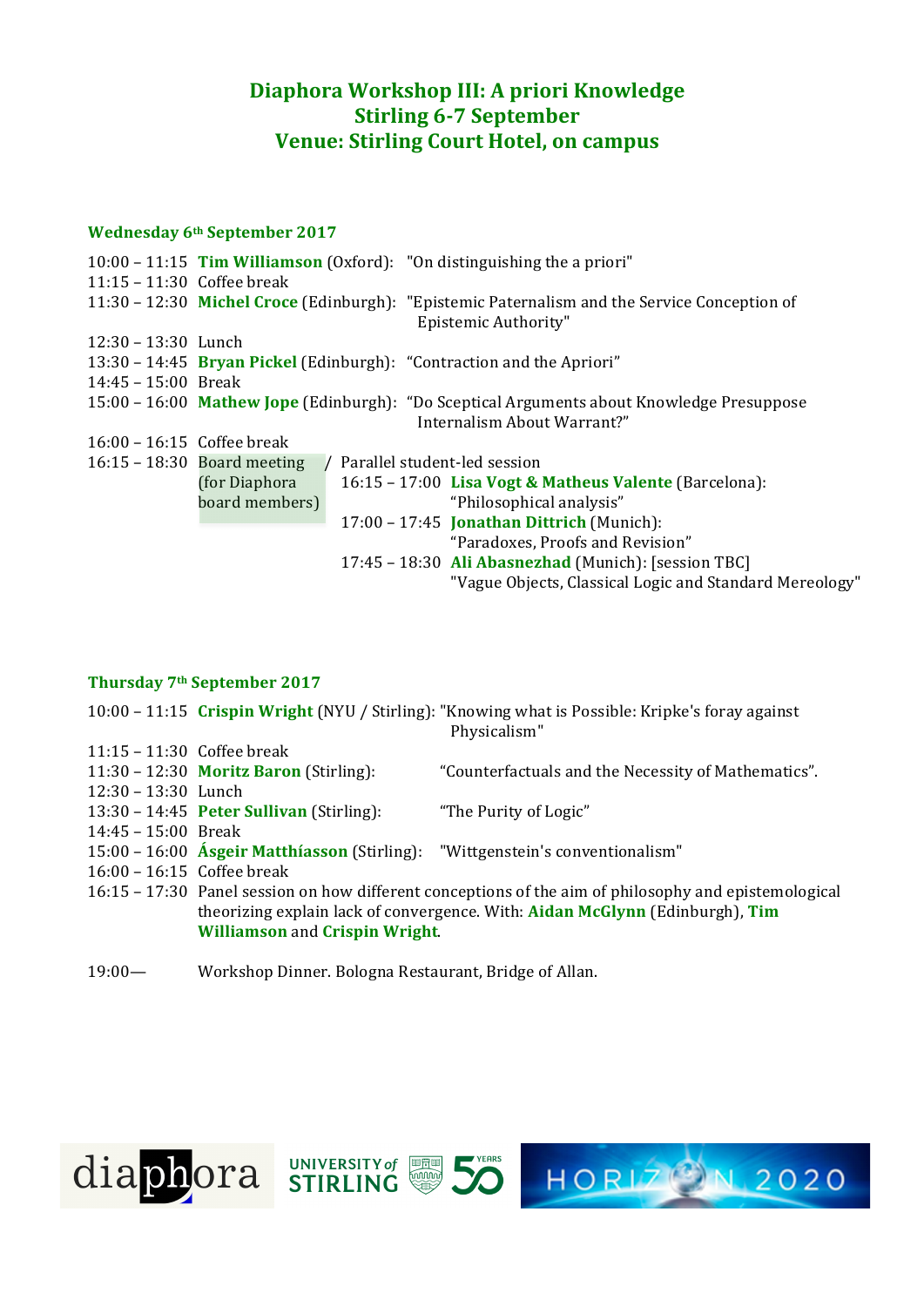# Diaphora Workshop III: A priori Knowledge
## Stirling 6-7 September
## Venue: Stirling Court Hotel, on campus

### Wednesday 6th September 2017

10:00 – 11:15 **Tim Williamson** (Oxford): "On distinguishing the a priori"
11:15 – 11:30 Coffee break
11:30 – 12:30 **Michel Croce** (Edinburgh): "Epistemic Paternalism and the Service Conception of Epistemic Authority"
12:30 – 13:30 Lunch
13:30 – 14:45 **Bryan Pickel** (Edinburgh): "Contraction and the Apriori"
14:45 – 15:00 Break
15:00 – 16:00 **Mathew Jope** (Edinburgh): "Do Sceptical Arguments about Knowledge Presuppose Internalism About Warrant?"
16:00 – 16:15 Coffee break
16:15 – 18:30 Board meeting (for Diaphora board members) / Parallel student-led session

- 16:15 – 17:00 **Lisa Vogt & Matheus Valente** (Barcelona): "Philosophical analysis"
- 17:00 – 17:45 **Jonathan Dittrich** (Munich): "Paradoxes, Proofs and Revision"
- 17:45 – 18:30 **Ali Abasnezhad** (Munich): [session TBC] "Vague Objects, Classical Logic and Standard Mereology"

### Thursday 7th September 2017

10:00 – 11:15 **Crispin Wright** (NYU / Stirling): "Knowing what is Possible: Kripke's foray against Physicalism"
11:15 – 11:30 Coffee break
11:30 – 12:30 **Moritz Baron** (Stirling): "Counterfactuals and the Necessity of Mathematics".
12:30 – 13:30 Lunch
13:30 – 14:45 **Peter Sullivan** (Stirling): "The Purity of Logic"
14:45 – 15:00 Break
15:00 – 16:00 **Ásgeir Matthíasson** (Stirling): "Wittgenstein's conventionalism"
16:00 – 16:15 Coffee break
16:15 – 17:30 Panel session on how different conceptions of the aim of philosophy and epistemological theorizing explain lack of convergence. With: **Aidan McGlynn** (Edinburgh), **Tim Williamson** and **Crispin Wright**.

19:00— Workshop Dinner. Bologna Restaurant, Bridge of Allan.

diaphora | UNIVERSITY of STIRLING 50 YEARS | HORIZON 2020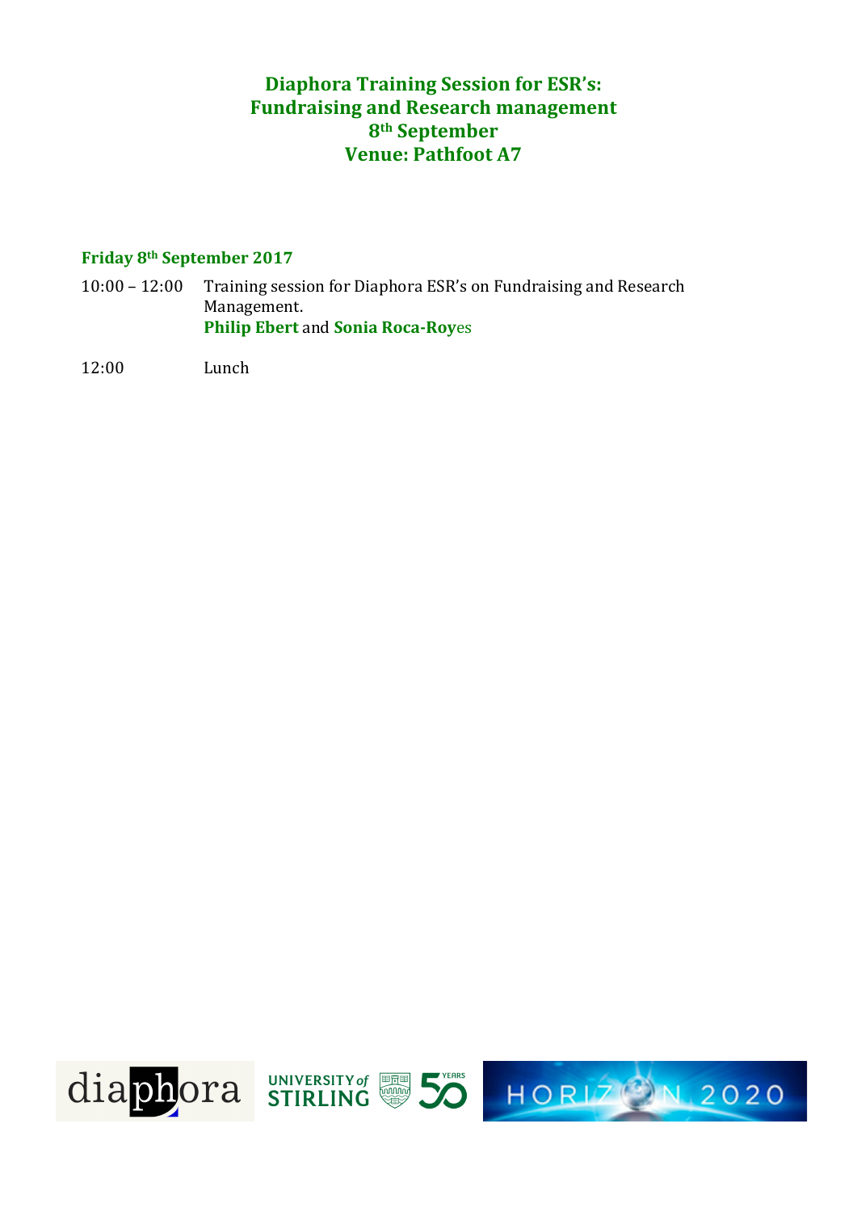# Diaphora Training Session for ESR's: Fundraising and Research management 8th September Venue: Pathfoot A7

**Friday 8th September 2017**

| | |
|---|---|
| 10:00 – 12:00 | Training session for Diaphora ESR's on Fundraising and Research Management. **Philip Ebert** and **Sonia Roca-Roy**es |
| 12:00 | Lunch |